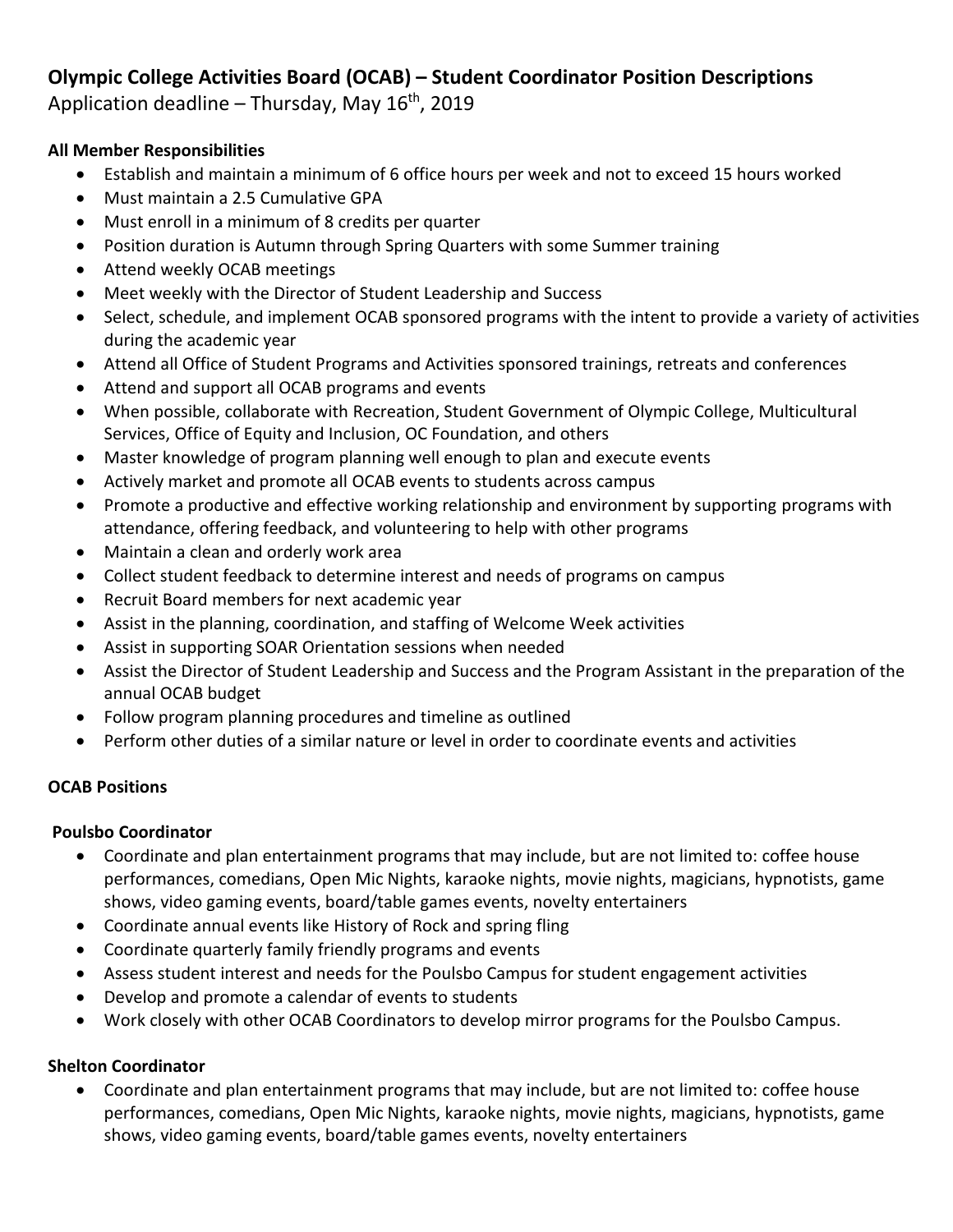# Olympic College Activities Board (OCAB) – Student Coordinator Position Descriptions

Application deadline – Thursday, May 16th, 2019

**All Member Responsibilities**

- Establish and maintain a minimum of 6 office hours per week and not to exceed 15 hours worked
- Must maintain a 2.5 Cumulative GPA
- Must enroll in a minimum of 8 credits per quarter
- Position duration is Autumn through Spring Quarters with some Summer training
- Attend weekly OCAB meetings
- Meet weekly with the Director of Student Leadership and Success
- Select, schedule, and implement OCAB sponsored programs with the intent to provide a variety of activities during the academic year
- Attend all Office of Student Programs and Activities sponsored trainings, retreats and conferences
- Attend and support all OCAB programs and events
- When possible, collaborate with Recreation, Student Government of Olympic College, Multicultural Services, Office of Equity and Inclusion, OC Foundation, and others
- Master knowledge of program planning well enough to plan and execute events
- Actively market and promote all OCAB events to students across campus
- Promote a productive and effective working relationship and environment by supporting programs with attendance, offering feedback, and volunteering to help with other programs
- Maintain a clean and orderly work area
- Collect student feedback to determine interest and needs of programs on campus
- Recruit Board members for next academic year
- Assist in the planning, coordination, and staffing of Welcome Week activities
- Assist in supporting SOAR Orientation sessions when needed
- Assist the Director of Student Leadership and Success and the Program Assistant in the preparation of the annual OCAB budget
- Follow program planning procedures and timeline as outlined
- Perform other duties of a similar nature or level in order to coordinate events and activities

**OCAB Positions**

**Poulsbo Coordinator**

- Coordinate and plan entertainment programs that may include, but are not limited to: coffee house performances, comedians, Open Mic Nights, karaoke nights, movie nights, magicians, hypnotists, game shows, video gaming events, board/table games events, novelty entertainers
- Coordinate annual events like History of Rock and spring fling
- Coordinate quarterly family friendly programs and events
- Assess student interest and needs for the Poulsbo Campus for student engagement activities
- Develop and promote a calendar of events to students
- Work closely with other OCAB Coordinators to develop mirror programs for the Poulsbo Campus.

**Shelton Coordinator**

- Coordinate and plan entertainment programs that may include, but are not limited to: coffee house performances, comedians, Open Mic Nights, karaoke nights, movie nights, magicians, hypnotists, game shows, video gaming events, board/table games events, novelty entertainers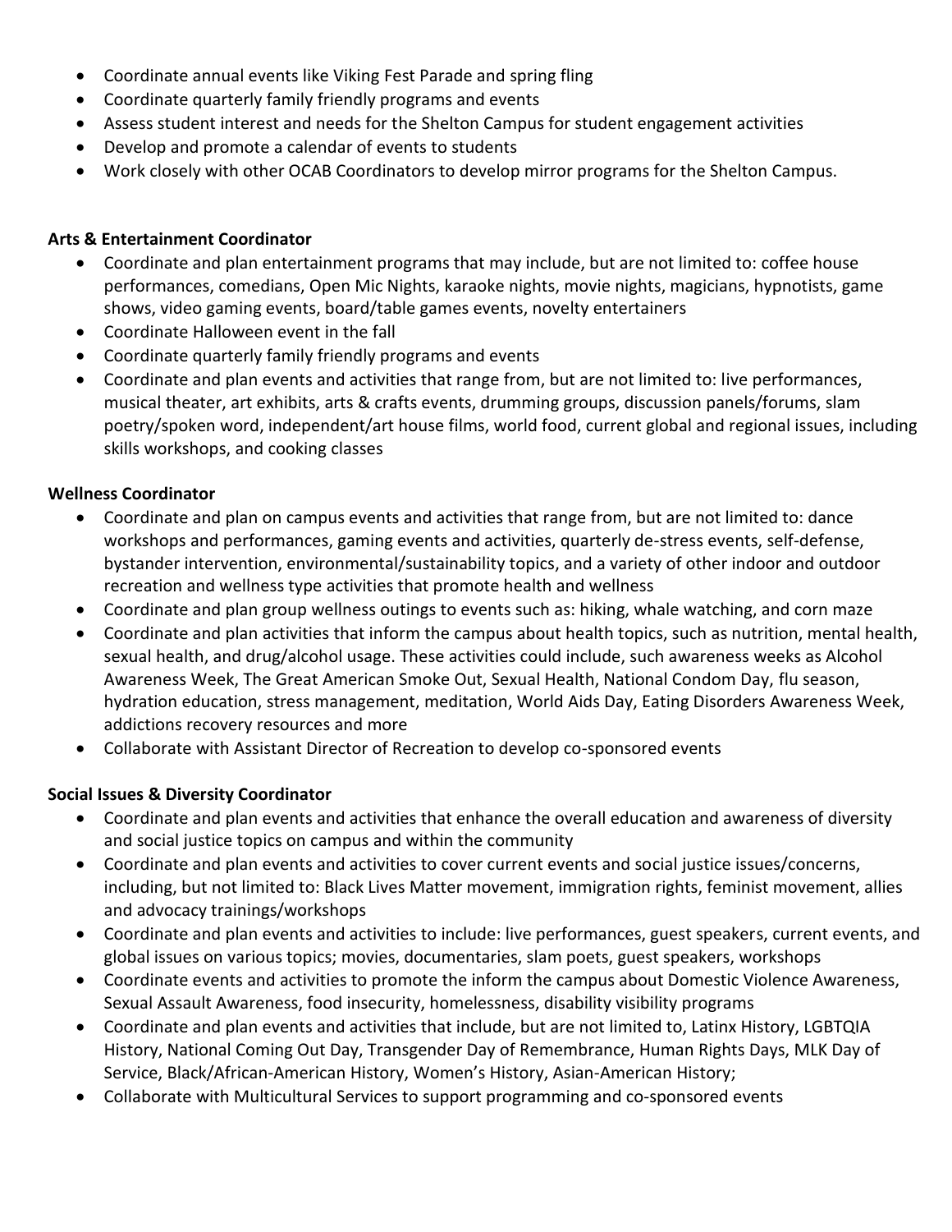- Coordinate annual events like Viking Fest Parade and spring fling
- Coordinate quarterly family friendly programs and events
- Assess student interest and needs for the Shelton Campus for student engagement activities
- Develop and promote a calendar of events to students
- Work closely with other OCAB Coordinators to develop mirror programs for the Shelton Campus.

**Arts & Entertainment Coordinator**

- Coordinate and plan entertainment programs that may include, but are not limited to: coffee house performances, comedians, Open Mic Nights, karaoke nights, movie nights, magicians, hypnotists, game shows, video gaming events, board/table games events, novelty entertainers
- Coordinate Halloween event in the fall
- Coordinate quarterly family friendly programs and events
- Coordinate and plan events and activities that range from, but are not limited to: live performances, musical theater, art exhibits, arts & crafts events, drumming groups, discussion panels/forums, slam poetry/spoken word, independent/art house films, world food, current global and regional issues, including skills workshops, and cooking classes

**Wellness Coordinator**

- Coordinate and plan on campus events and activities that range from, but are not limited to: dance workshops and performances, gaming events and activities, quarterly de-stress events, self-defense, bystander intervention, environmental/sustainability topics, and a variety of other indoor and outdoor recreation and wellness type activities that promote health and wellness
- Coordinate and plan group wellness outings to events such as: hiking, whale watching, and corn maze
- Coordinate and plan activities that inform the campus about health topics, such as nutrition, mental health, sexual health, and drug/alcohol usage. These activities could include, such awareness weeks as Alcohol Awareness Week, The Great American Smoke Out, Sexual Health, National Condom Day, flu season, hydration education, stress management, meditation, World Aids Day, Eating Disorders Awareness Week, addictions recovery resources and more
- Collaborate with Assistant Director of Recreation to develop co-sponsored events

**Social Issues & Diversity Coordinator**

- Coordinate and plan events and activities that enhance the overall education and awareness of diversity and social justice topics on campus and within the community
- Coordinate and plan events and activities to cover current events and social justice issues/concerns, including, but not limited to: Black Lives Matter movement, immigration rights, feminist movement, allies and advocacy trainings/workshops
- Coordinate and plan events and activities to include: live performances, guest speakers, current events, and global issues on various topics; movies, documentaries, slam poets, guest speakers, workshops
- Coordinate events and activities to promote the inform the campus about Domestic Violence Awareness, Sexual Assault Awareness, food insecurity, homelessness, disability visibility programs
- Coordinate and plan events and activities that include, but are not limited to, Latinx History, LGBTQIA History, National Coming Out Day, Transgender Day of Remembrance, Human Rights Days, MLK Day of Service, Black/African-American History, Women's History, Asian-American History;
- Collaborate with Multicultural Services to support programming and co-sponsored events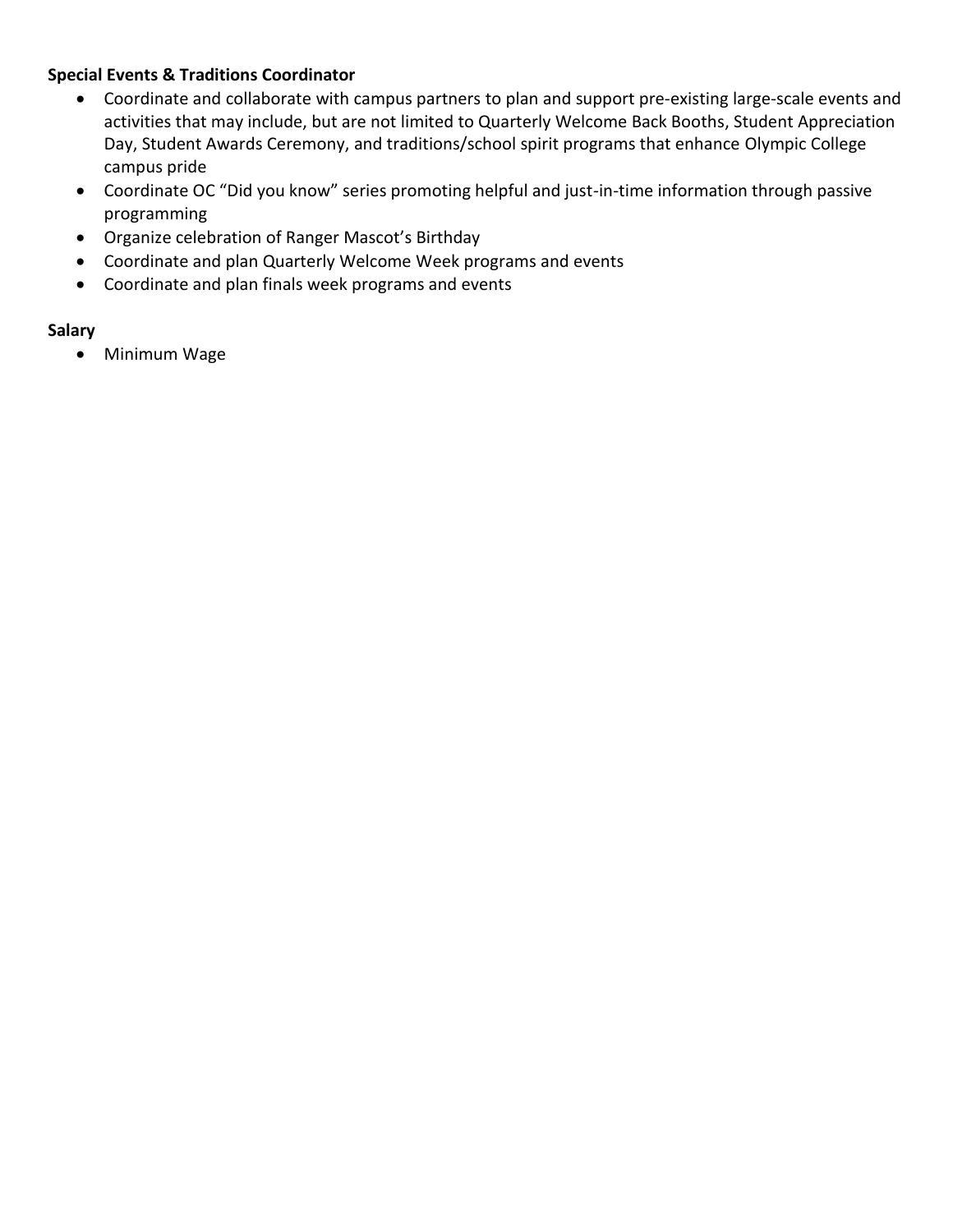**Special Events & Traditions Coordinator**

- Coordinate and collaborate with campus partners to plan and support pre-existing large-scale events and activities that may include, but are not limited to Quarterly Welcome Back Booths, Student Appreciation Day, Student Awards Ceremony, and traditions/school spirit programs that enhance Olympic College campus pride
- Coordinate OC "Did you know" series promoting helpful and just-in-time information through passive programming
- Organize celebration of Ranger Mascot's Birthday
- Coordinate and plan Quarterly Welcome Week programs and events
- Coordinate and plan finals week programs and events

**Salary**

- Minimum Wage